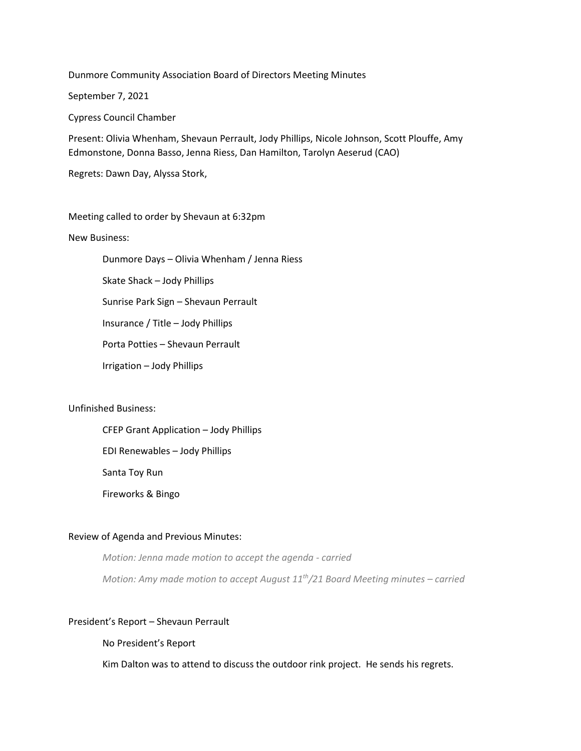Dunmore Community Association Board of Directors Meeting Minutes

September 7, 2021

Cypress Council Chamber

Present: Olivia Whenham, Shevaun Perrault, Jody Phillips, Nicole Johnson, Scott Plouffe, Amy Edmonstone, Donna Basso, Jenna Riess, Dan Hamilton, Tarolyn Aeserud (CAO)

Regrets: Dawn Day, Alyssa Stork,

Meeting called to order by Shevaun at 6:32pm

New Business:

- Dunmore Days – Olivia Whenham / Jenna Riess
- Skate Shack – Jody Phillips
- Sunrise Park Sign – Shevaun Perrault
- Insurance / Title – Jody Phillips
- Porta Potties – Shevaun Perrault
- Irrigation – Jody Phillips

Unfinished Business:

- CFEP Grant Application – Jody Phillips
- EDI Renewables – Jody Phillips
- Santa Toy Run
- Fireworks & Bingo

Review of Agenda and Previous Minutes:

*Motion: Jenna made motion to accept the agenda - carried*

*Motion: Amy made motion to accept August 11th/21 Board Meeting minutes – carried*

President's Report – Shevaun Perrault

No President's Report

Kim Dalton was to attend to discuss the outdoor rink project. He sends his regrets.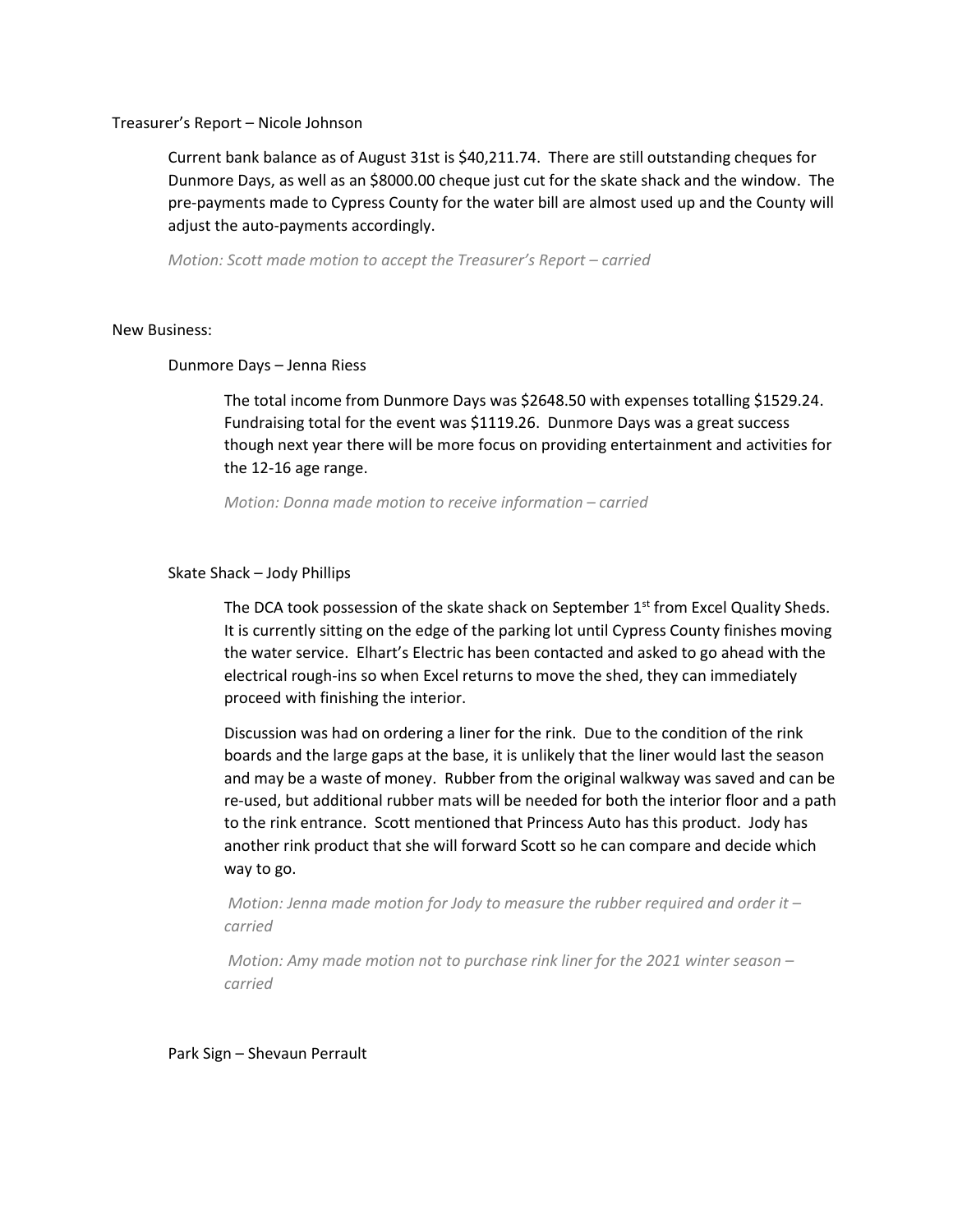Treasurer's Report – Nicole Johnson

Current bank balance as of August 31st is $40,211.74. There are still outstanding cheques for Dunmore Days, as well as an $8000.00 cheque just cut for the skate shack and the window. The pre-payments made to Cypress County for the water bill are almost used up and the County will adjust the auto-payments accordingly.

*Motion: Scott made motion to accept the Treasurer's Report – carried*

New Business:

Dunmore Days – Jenna Riess

The total income from Dunmore Days was $2648.50 with expenses totalling $1529.24. Fundraising total for the event was $1119.26. Dunmore Days was a great success though next year there will be more focus on providing entertainment and activities for the 12-16 age range.

*Motion: Donna made motion to receive information – carried*

Skate Shack – Jody Phillips

The DCA took possession of the skate shack on September 1st from Excel Quality Sheds. It is currently sitting on the edge of the parking lot until Cypress County finishes moving the water service. Elhart's Electric has been contacted and asked to go ahead with the electrical rough-ins so when Excel returns to move the shed, they can immediately proceed with finishing the interior.

Discussion was had on ordering a liner for the rink. Due to the condition of the rink boards and the large gaps at the base, it is unlikely that the liner would last the season and may be a waste of money. Rubber from the original walkway was saved and can be re-used, but additional rubber mats will be needed for both the interior floor and a path to the rink entrance. Scott mentioned that Princess Auto has this product. Jody has another rink product that she will forward Scott so he can compare and decide which way to go.

*Motion: Jenna made motion for Jody to measure the rubber required and order it – carried*

*Motion: Amy made motion not to purchase rink liner for the 2021 winter season – carried*

Park Sign – Shevaun Perrault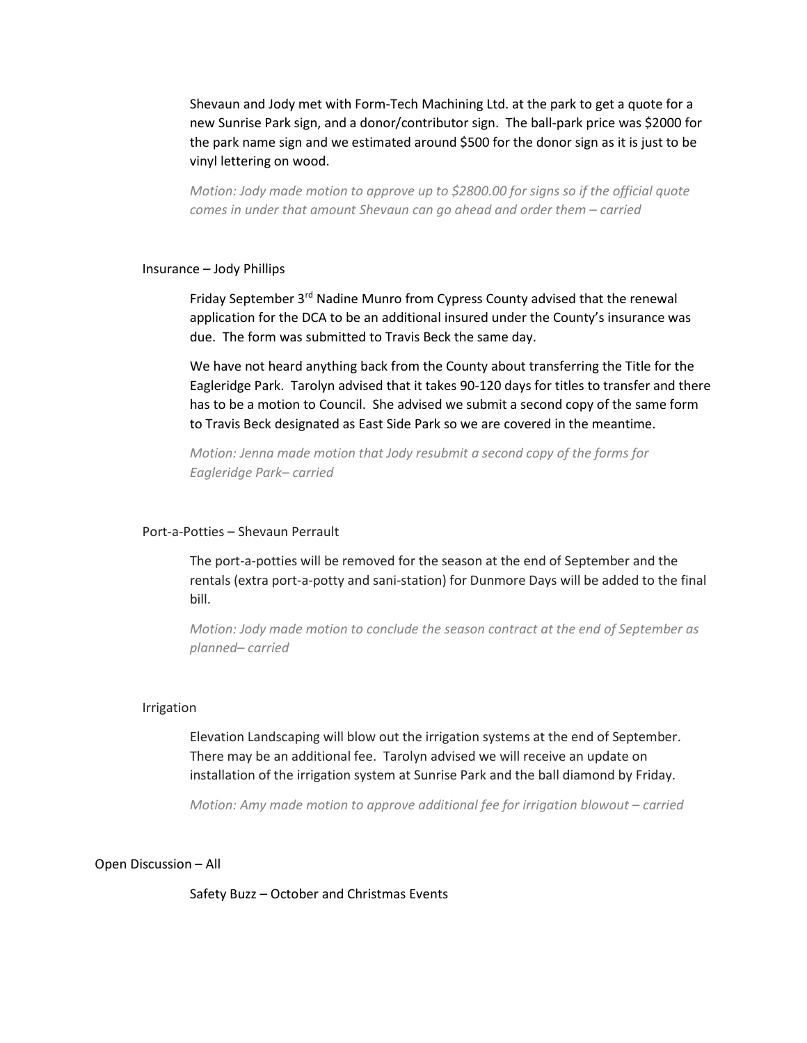Shevaun and Jody met with Form-Tech Machining Ltd. at the park to get a quote for a new Sunrise Park sign, and a donor/contributor sign. The ball-park price was $2000 for the park name sign and we estimated around $500 for the donor sign as it is just to be vinyl lettering on wood.

*Motion: Jody made motion to approve up to $2800.00 for signs so if the official quote comes in under that amount Shevaun can go ahead and order them – carried*

Insurance – Jody Phillips

Friday September 3rd Nadine Munro from Cypress County advised that the renewal application for the DCA to be an additional insured under the County's insurance was due. The form was submitted to Travis Beck the same day.

We have not heard anything back from the County about transferring the Title for the Eagleridge Park. Tarolyn advised that it takes 90-120 days for titles to transfer and there has to be a motion to Council. She advised we submit a second copy of the same form to Travis Beck designated as East Side Park so we are covered in the meantime.

*Motion: Jenna made motion that Jody resubmit a second copy of the forms for Eagleridge Park– carried*

Port-a-Potties – Shevaun Perrault

The port-a-potties will be removed for the season at the end of September and the rentals (extra port-a-potty and sani-station) for Dunmore Days will be added to the final bill.

*Motion: Jody made motion to conclude the season contract at the end of September as planned– carried*

Irrigation

Elevation Landscaping will blow out the irrigation systems at the end of September. There may be an additional fee. Tarolyn advised we will receive an update on installation of the irrigation system at Sunrise Park and the ball diamond by Friday.

*Motion: Amy made motion to approve additional fee for irrigation blowout – carried*

Open Discussion – All

Safety Buzz – October and Christmas Events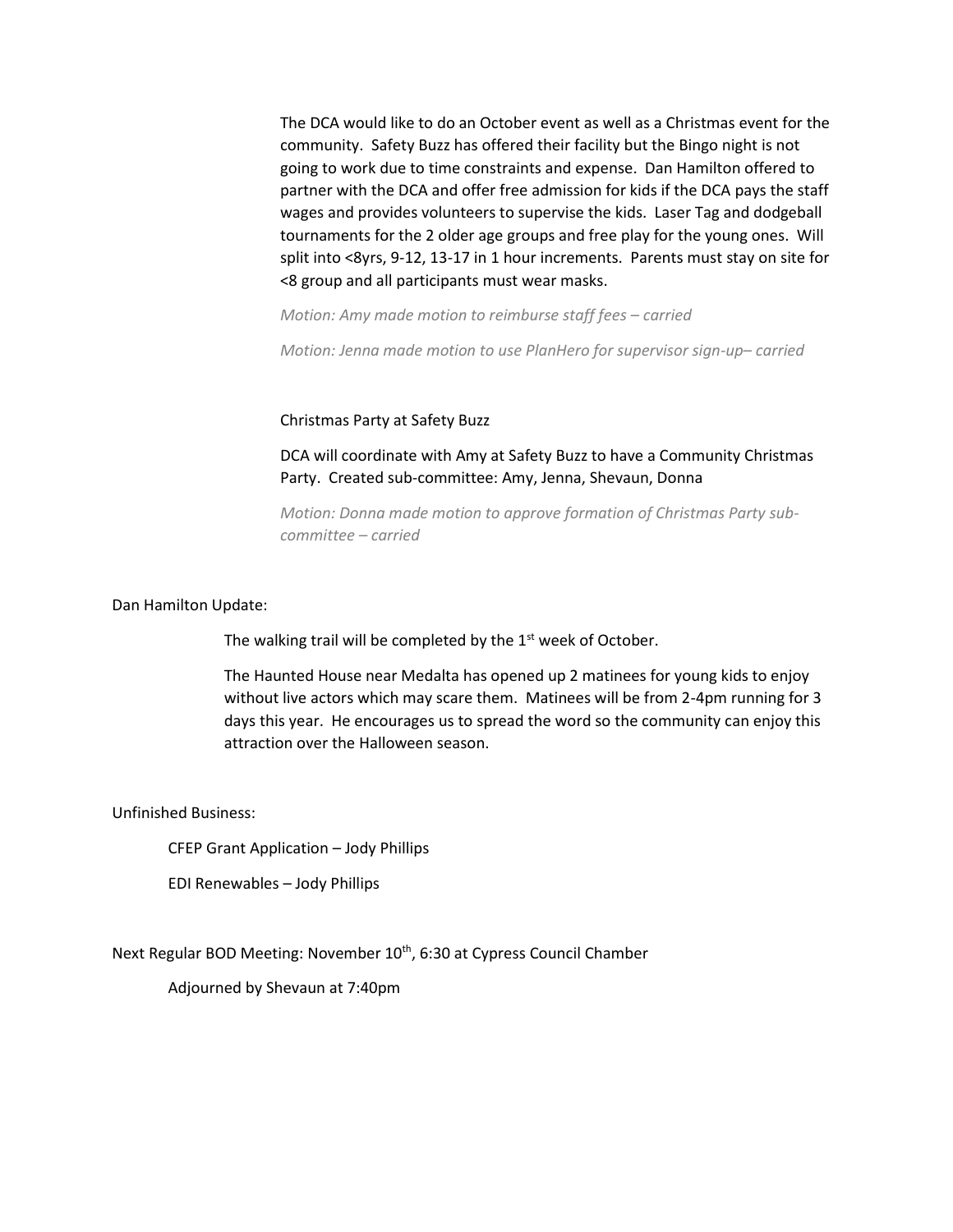The DCA would like to do an October event as well as a Christmas event for the community. Safety Buzz has offered their facility but the Bingo night is not going to work due to time constraints and expense. Dan Hamilton offered to partner with the DCA and offer free admission for kids if the DCA pays the staff wages and provides volunteers to supervise the kids. Laser Tag and dodgeball tournaments for the 2 older age groups and free play for the young ones. Will split into <8yrs, 9-12, 13-17 in 1 hour increments. Parents must stay on site for <8 group and all participants must wear masks.

*Motion: Amy made motion to reimburse staff fees – carried*

*Motion: Jenna made motion to use PlanHero for supervisor sign-up– carried*

Christmas Party at Safety Buzz

DCA will coordinate with Amy at Safety Buzz to have a Community Christmas Party. Created sub-committee: Amy, Jenna, Shevaun, Donna

*Motion: Donna made motion to approve formation of Christmas Party sub-committee – carried*

Dan Hamilton Update:

The walking trail will be completed by the 1st week of October.

The Haunted House near Medalta has opened up 2 matinees for young kids to enjoy without live actors which may scare them. Matinees will be from 2-4pm running for 3 days this year. He encourages us to spread the word so the community can enjoy this attraction over the Halloween season.

Unfinished Business:

CFEP Grant Application – Jody Phillips

EDI Renewables – Jody Phillips

Next Regular BOD Meeting: November 10th, 6:30 at Cypress Council Chamber

Adjourned by Shevaun at 7:40pm